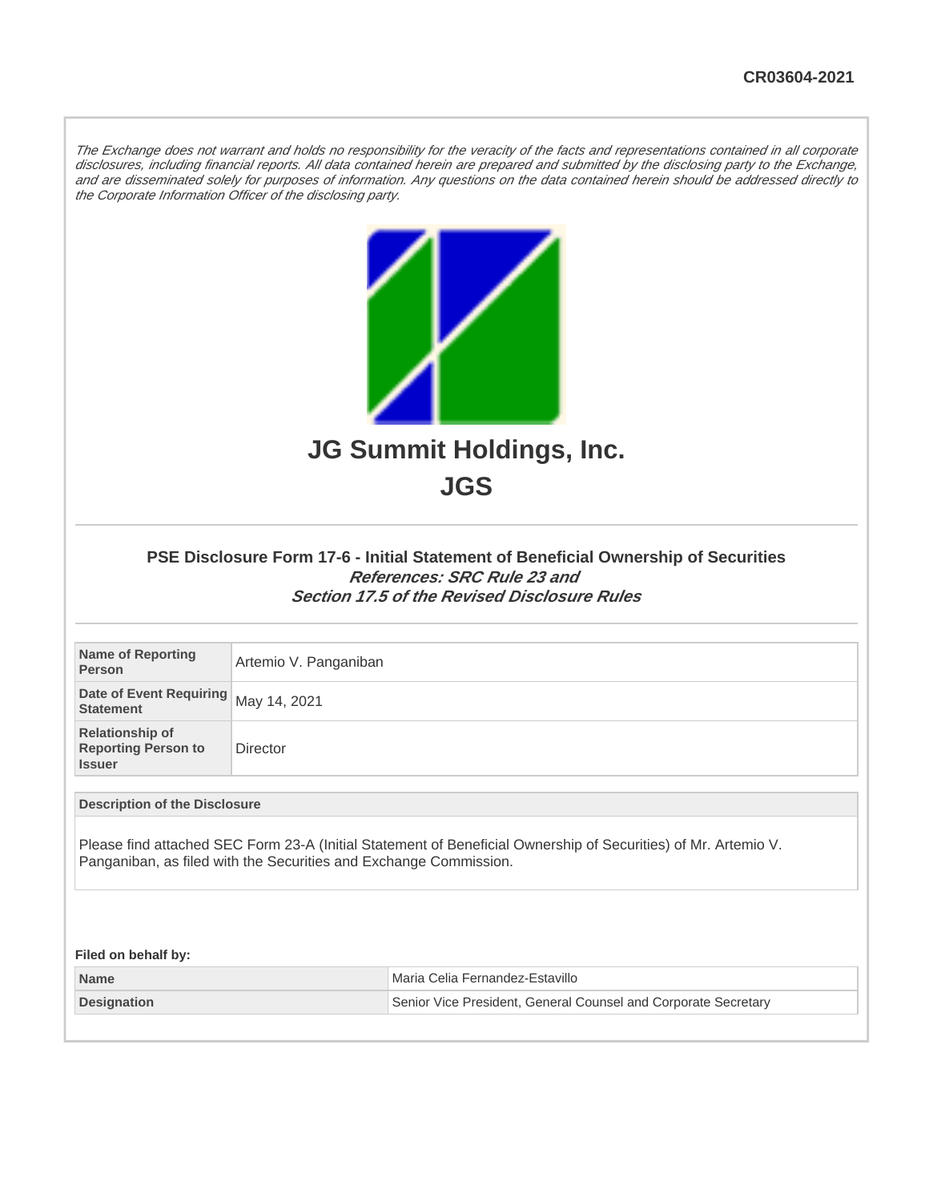CR03604-2021

*The Exchange does not warrant and holds no responsibility for the veracity of the facts and representations contained in all corporate disclosures, including financial reports. All data contained herein are prepared and submitted by the disclosing party to the Exchange, and are disseminated solely for purposes of information. Any questions on the data contained herein should be addressed directly to the Corporate Information Officer of the disclosing party.*

# JG Summit Holdings, Inc.
# JGS

### PSE Disclosure Form 17-6 - Initial Statement of Beneficial Ownership of Securities
***References: SRC Rule 23 and Section 17.5 of the Revised Disclosure Rules***

| | |
|---|---|
| **Name of Reporting Person** | Artemio V. Panganiban |
| **Date of Event Requiring Statement** | May 14, 2021 |
| **Relationship of Reporting Person to Issuer** | Director |

**Description of the Disclosure**

Please find attached SEC Form 23-A (Initial Statement of Beneficial Ownership of Securities) of Mr. Artemio V. Panganiban, as filed with the Securities and Exchange Commission.

**Filed on behalf by:**

| | |
|---|---|
| **Name** | Maria Celia Fernandez-Estavillo |
| **Designation** | Senior Vice President, General Counsel and Corporate Secretary |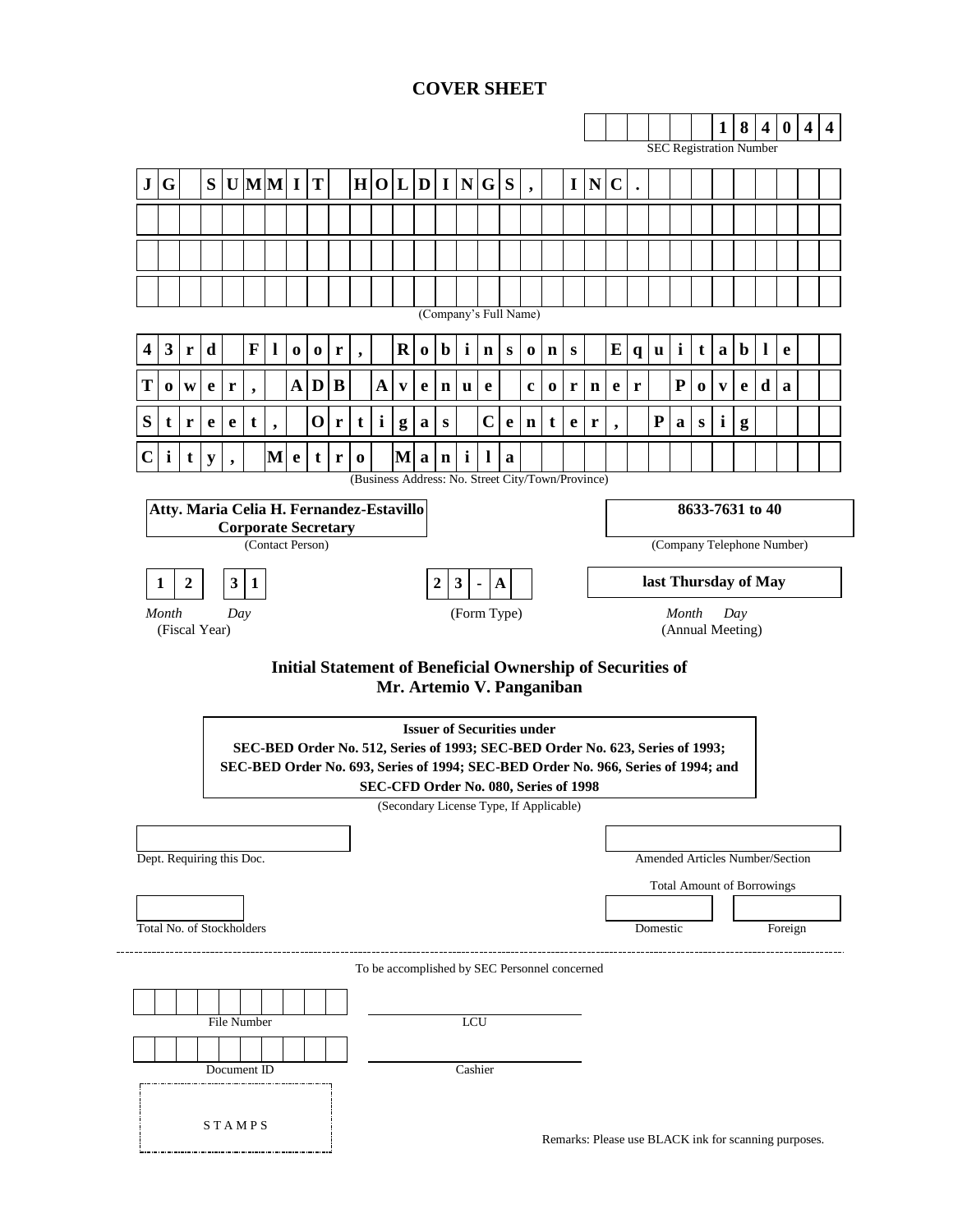# COVER SHEET

**1 8 4 0 4 4**

SEC Registration Number

**J G S U M M I T H O L D I N G S , I N C .**

(Company's Full Name)

**4 3 r d F l o o r , R o b i n s o n s E q u i t a b l e T o w e r , A D B A v e n u e c o r n e r P o v e d a S t r e e t , O r t i g a s C e n t e r , P a s i g C i t y , M e t r o M a n i l a**

(Business Address: No. Street City/Town/Province)

**Atty. Maria Celia H. Fernandez-Estavillo**
**Corporate Secretary**

(Contact Person)

**8633-7631 to 40**

(Company Telephone Number)

| **1** | **2** | | **3** | **1** |
|---|---|---|---|---|
| *Month* | | | *Day* | |

(Fiscal Year)

**2 3 - A**

(Form Type)

**last Thursday of May**

*Month* *Day*

(Annual Meeting)

## Initial Statement of Beneficial Ownership of Securities of Mr. Artemio V. Panganiban

**Issuer of Securities under**
**SEC-BED Order No. 512, Series of 1993; SEC-BED Order No. 623, Series of 1993; SEC-BED Order No. 693, Series of 1994; SEC-BED Order No. 966, Series of 1994; and SEC-CFD Order No. 080, Series of 1998**

(Secondary License Type, If Applicable)

Dept. Requiring this Doc.

Amended Articles Number/Section

Total Amount of Borrowings

Total No. of Stockholders

Domestic

Foreign

---

To be accomplished by SEC Personnel concerned

File Number

LCU

Document ID

Cashier

S T A M P S

Remarks: Please use BLACK ink for scanning purposes.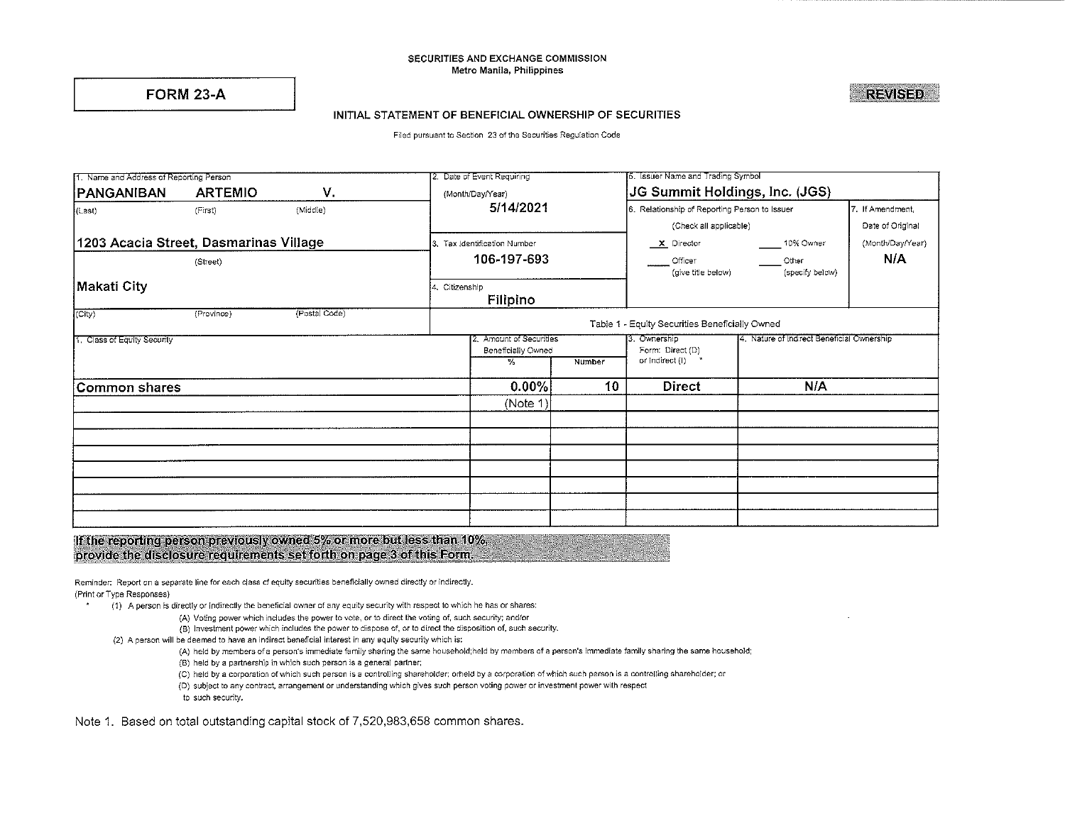SECURITIES AND EXCHANGE COMMISSION
Metro Manila, Philippines

**FORM 23-A**

**REVISED**

## INITIAL STATEMENT OF BENEFICIAL OWNERSHIP OF SECURITIES

Filed pursuant to Section 23 of the Securities Regulation Code

| 1. Name and Address of Reporting Person | 2. Date of Event Requiring (Month/Day/Year) | 5. Issuer Name and Trading Symbol | |
|---|---|---|---|
| **PANGANIBAN ARTEMIO V.** (Last) (First) (Middle) | **5/14/2021** | **JG Summit Holdings, Inc. (JGS)** | |
| **1203 Acacia Street, Dasmarinas Village** (Street) | 3. Tax Identification Number **106-197-693** | 6. Relationship of Reporting Person to Issuer (Check all applicable) x Director ___ 10% Owner ___ Officer (give title below) ___ Other (specify below) | 7. If Amendment, Date of Original (Month/Day/Year) **N/A** |
| **Makati City** (City) (Province) (Postal Code) | 4. Citizenship **Filipino** | | |

Table 1 - Equity Securities Beneficially Owned

| 1. Class of Equity Security | 2. Amount of Securities Beneficially Owned % | Number | 3. Ownership Form: Direct (D) or Indirect (I) * | 4. Nature of Indirect Beneficial Ownership |
|---|---|---|---|---|
| **Common shares** | **0.00%** (Note 1) | **10** | **Direct** | **N/A** |
| | | | | |
| | | | | |
| | | | | |
| | | | | |
| | | | | |
| | | | | |
| | | | | |

**If the reporting person previously owned 5% or more but less than 10%, provide the disclosure requirements set forth on page 3 of this Form.**

Reminder: Report on a separate line for each class of equity securities beneficially owned directly or indirectly.
(Print or Type Responses)

\* (1) A person is directly or indirectly the beneficial owner of any equity security with respect to which he has or shares:
- (A) Voting power which includes the power to vote, or to direct the voting of, such security; and/or
- (B) Investment power which includes the power to dispose of, or to direct the disposition of, such security.

(2) A person will be deemed to have an indirect beneficial interest in any equity security which is:
- (A) held by members of a person's immediate family sharing the same household;held by members of a person's immediate family sharing the same household;
- (B) held by a partnership in which such person is a general partner;
- (C) held by a corporation of which such person is a controlling shareholder; orheld by a corporation of which such person is a controlling shareholder; or
- (D) subject to any contract, arrangement or understanding which gives such person voting power or investment power with respect to such security.

Note 1. Based on total outstanding capital stock of 7,520,983,658 common shares.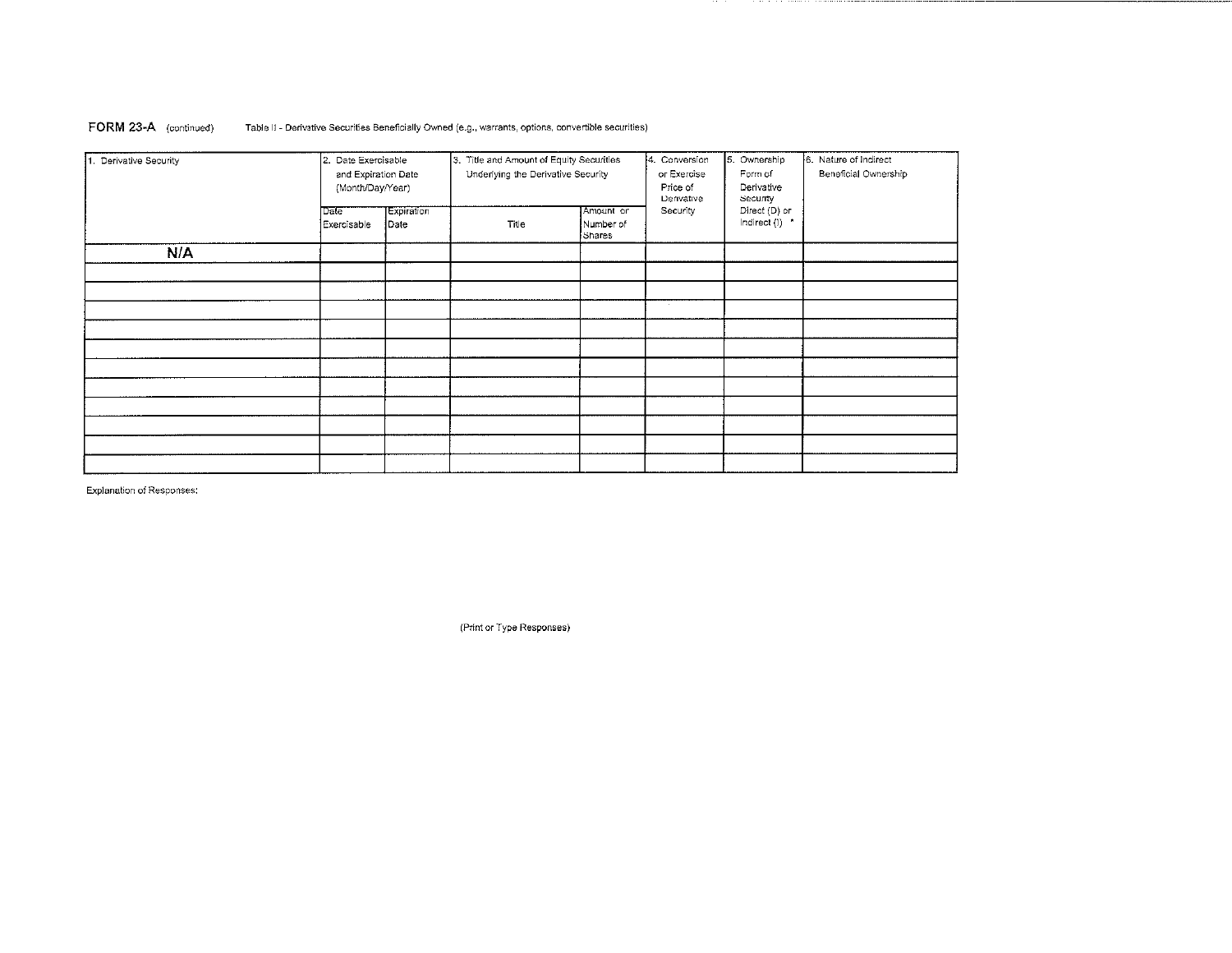**FORM 23-A** (continued) Table II - Derivative Securities Beneficially Owned (e.g., warrants, options, convertible securities)

| 1. Derivative Security | 2. Date Exercisable and Expiration Date (Month/Day/Year) | | 3. Title and Amount of Equity Securities Underlying the Derivative Security | | 4. Conversion or Exercise Price of Derivative Security | 5. Ownership Form of Derivative Security Direct (D) or Indirect (I) * | 6. Nature of Indirect Beneficial Ownership |
|---|---|---|---|---|---|---|---|
| | Date Exercisable | Expiration Date | Title | Amount or Number of Shares | | | |
| **N/A** | | | | | | | |
| | | | | | | | |
| | | | | | | | |
| | | | | | | | |
| | | | | | | | |
| | | | | | | | |
| | | | | | | | |
| | | | | | | | |
| | | | | | | | |
| | | | | | | | |
| | | | | | | | |
| | | | | | | | |

Explanation of Responses:

(Print or Type Responses)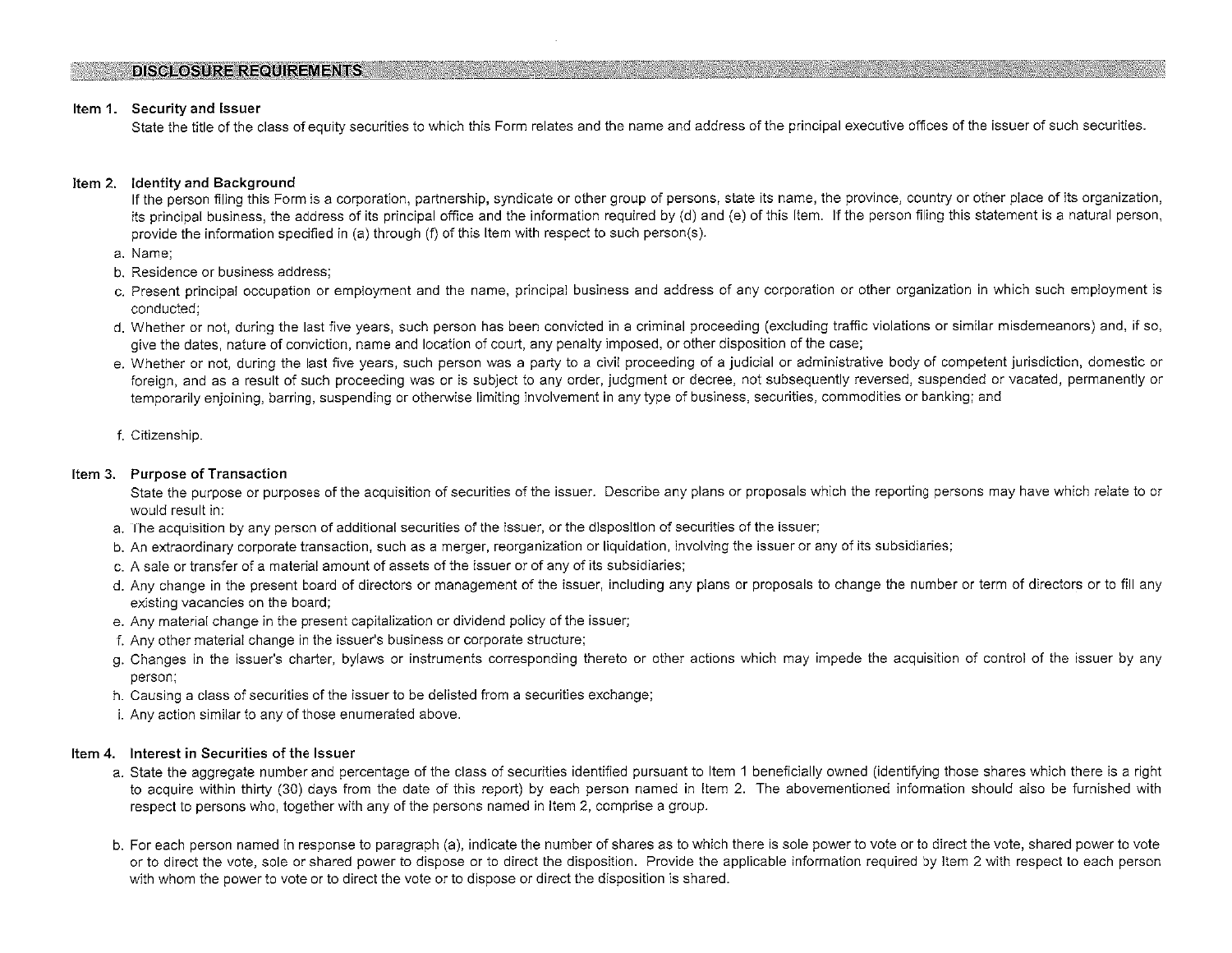## DISCLOSURE REQUIREMENTS

**Item 1. Security and Issuer**

State the title of the class of equity securities to which this Form relates and the name and address of the principal executive offices of the issuer of such securities.

**Item 2. Identity and Background**

If the person filing this Form is a corporation, partnership, syndicate or other group of persons, state its name, the province, country or other place of its organization, its principal business, the address of its principal office and the information required by (d) and (e) of this Item. If the person filing this statement is a natural person, provide the information specified in (a) through (f) of this Item with respect to such person(s).

a. Name;

b. Residence or business address;

c. Present principal occupation or employment and the name, principal business and address of any corporation or other organization in which such employment is conducted;

d. Whether or not, during the last five years, such person has been convicted in a criminal proceeding (excluding traffic violations or similar misdemeanors) and, if so, give the dates, nature of conviction, name and location of court, any penalty imposed, or other disposition of the case;

e. Whether or not, during the last five years, such person was a party to a civil proceeding of a judicial or administrative body of competent jurisdiction, domestic or foreign, and as a result of such proceeding was or is subject to any order, judgment or decree, not subsequently reversed, suspended or vacated, permanently or temporarily enjoining, barring, suspending or otherwise limiting involvement in any type of business, securities, commodities or banking; and

f. Citizenship.

**Item 3. Purpose of Transaction**

State the purpose or purposes of the acquisition of securities of the issuer. Describe any plans or proposals which the reporting persons may have which relate to or would result in:

a. The acquisition by any person of additional securities of the issuer, or the disposition of securities of the issuer;

b. An extraordinary corporate transaction, such as a merger, reorganization or liquidation, involving the issuer or any of its subsidiaries;

c. A sale or transfer of a material amount of assets of the issuer or of any of its subsidiaries;

d. Any change in the present board of directors or management of the issuer, including any plans or proposals to change the number or term of directors or to fill any existing vacancies on the board;

e. Any material change in the present capitalization or dividend policy of the issuer;

f. Any other material change in the issuer's business or corporate structure;

g. Changes in the issuer's charter, bylaws or instruments corresponding thereto or other actions which may impede the acquisition of control of the issuer by any person;

h. Causing a class of securities of the issuer to be delisted from a securities exchange;

i. Any action similar to any of those enumerated above.

**Item 4. Interest in Securities of the Issuer**

a. State the aggregate number and percentage of the class of securities identified pursuant to Item 1 beneficially owned (identifying those shares which there is a right to acquire within thirty (30) days from the date of this report) by each person named in Item 2. The abovementioned information should also be furnished with respect to persons who, together with any of the persons named in Item 2, comprise a group.

b. For each person named in response to paragraph (a), indicate the number of shares as to which there is sole power to vote or to direct the vote, shared power to vote or to direct the vote, sole or shared power to dispose or to direct the disposition. Provide the applicable information required by Item 2 with respect to each person with whom the power to vote or to direct the vote or to dispose or direct the disposition is shared.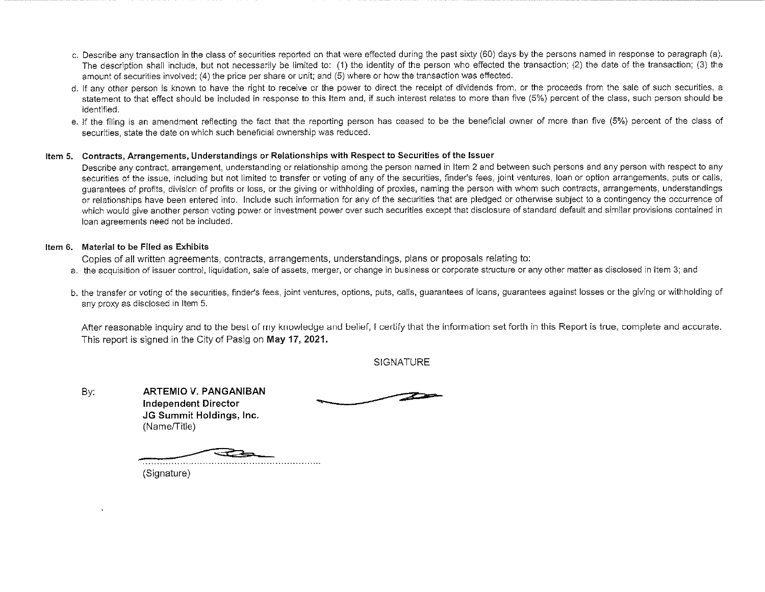c. Describe any transaction in the class of securities reported on that were effected during the past sixty (60) days by the persons named in response to paragraph (a). The description shall include, but not necessarily be limited to: (1) the identity of the person who effected the transaction; (2) the date of the transaction; (3) the amount of securities involved; (4) the price per share or unit; and (5) where or how the transaction was effected.

d. If any other person is known to have the right to receive or the power to direct the receipt of dividends from, or the proceeds from the sale of such securities, a statement to that effect should be included in response to this Item and, if such interest relates to more than five (5%) percent of the class, such person should be identified.

e. If the filing is an amendment reflecting the fact that the reporting person has ceased to be the beneficial owner of more than five (5%) percent of the class of securities, state the date on which such beneficial ownership was reduced.

**Item 5. Contracts, Arrangements, Understandings or Relationships with Respect to Securities of the Issuer**

Describe any contract, arrangement, understanding or relationship among the person named in Item 2 and between such persons and any person with respect to any securities of the issue, including but not limited to transfer or voting of any of the securities, finder's fees, joint ventures, loan or option arrangements, puts or calls, guarantees of profits, division of profits or loss, or the giving or withholding of proxies, naming the person with whom such contracts, arrangements, understandings or relationships have been entered into. Include such information for any of the securities that are pledged or otherwise subject to a contingency the occurrence of which would give another person voting power or investment power over such securities except that disclosure of standard default and similar provisions contained in loan agreements need not be included.

**Item 6. Material to be Filed as Exhibits**

Copies of all written agreements, contracts, arrangements, understandings, plans or proposals relating to:

a. the acquisition of issuer control, liquidation, sale of assets, merger, or change in business or corporate structure or any other matter as disclosed in Item 3; and

b. the transfer or voting of the securities, finder's fees, joint ventures, options, puts, calls, guarantees of loans, guarantees against losses or the giving or withholding of any proxy as disclosed in Item 5.

After reasonable inquiry and to the best of my knowledge and belief, I certify that the information set forth in this Report is true, complete and accurate. This report is signed in the City of Pasig on **May 17, 2021.**

SIGNATURE

By: **ARTEMIO V. PANGANIBAN**
**Independent Director**
**JG Summit Holdings, Inc.**
(Name/Title)

..............................................................
(Signature)